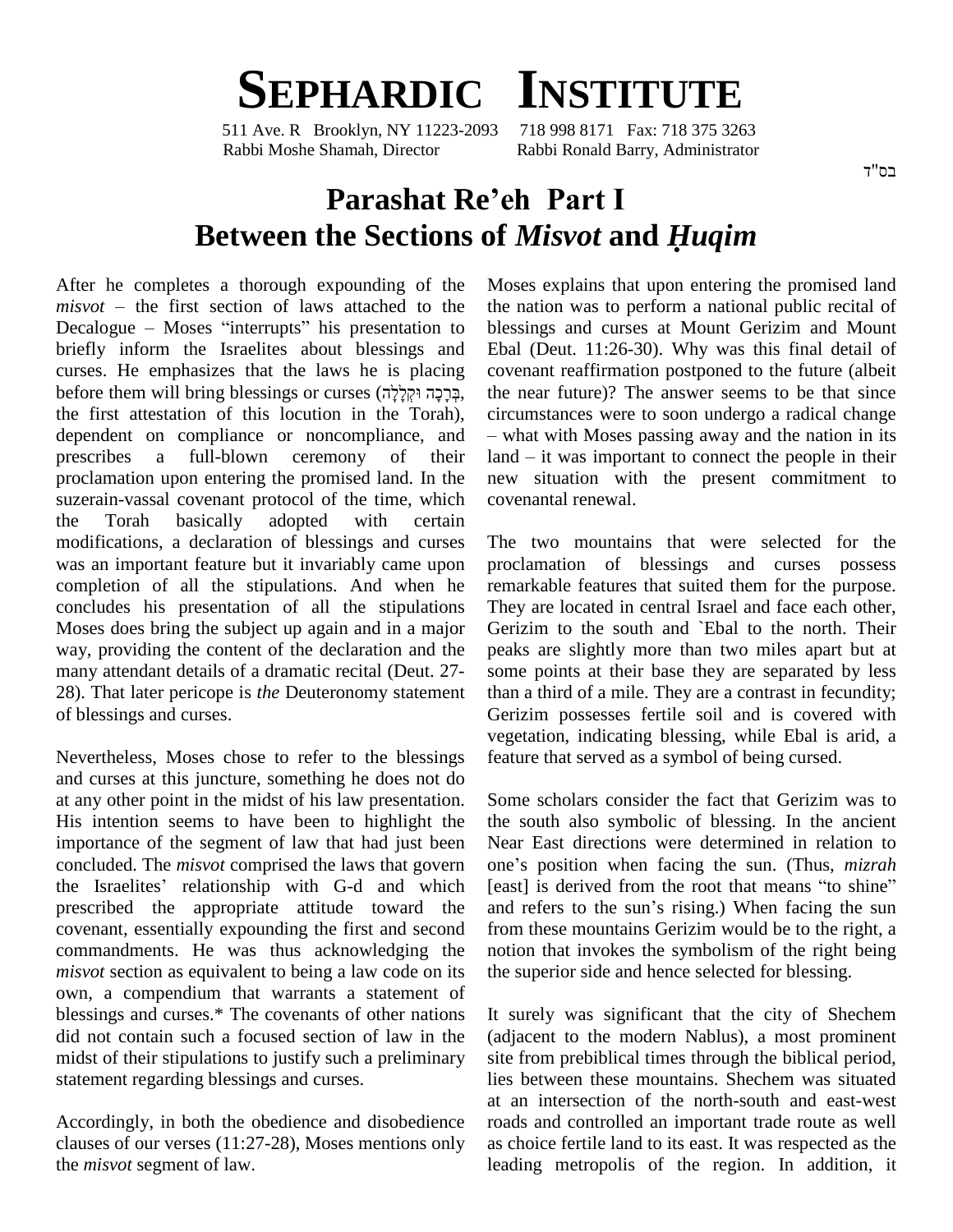# SEPHARDIC INSTITUTE

511 Ave. R Brooklyn, NY 11223-2093 718 998 8171 Fax: 718 375 3263
Rabbi Moshe Shamah, Director Rabbi Ronald Barry, Administrator

בס"ד

## Parashat Re'eh Part I
## Between the Sections of *Misvot* and *Ḥuqim*

After he completes a thorough expounding of the *misvot* – the first section of laws attached to the Decalogue – Moses "interrupts" his presentation to briefly inform the Israelites about blessings and curses. He emphasizes that the laws he is placing before them will bring blessings or curses (בְּרָכָה וּקְלָלָה, the first attestation of this locution in the Torah), dependent on compliance or noncompliance, and prescribes a full-blown ceremony of their proclamation upon entering the promised land. In the suzerain-vassal covenant protocol of the time, which the Torah basically adopted with certain modifications, a declaration of blessings and curses was an important feature but it invariably came upon completion of all the stipulations. And when he concludes his presentation of all the stipulations Moses does bring the subject up again and in a major way, providing the content of the declaration and the many attendant details of a dramatic recital (Deut. 27-28). That later pericope is *the* Deuteronomy statement of blessings and curses.

Nevertheless, Moses chose to refer to the blessings and curses at this juncture, something he does not do at any other point in the midst of his law presentation. His intention seems to have been to highlight the importance of the segment of law that had just been concluded. The *misvot* comprised the laws that govern the Israelites' relationship with G-d and which prescribed the appropriate attitude toward the covenant, essentially expounding the first and second commandments. He was thus acknowledging the *misvot* section as equivalent to being a law code on its own, a compendium that warrants a statement of blessings and curses.* The covenants of other nations did not contain such a focused section of law in the midst of their stipulations to justify such a preliminary statement regarding blessings and curses.

Accordingly, in both the obedience and disobedience clauses of our verses (11:27-28), Moses mentions only the *misvot* segment of law.

Moses explains that upon entering the promised land the nation was to perform a national public recital of blessings and curses at Mount Gerizim and Mount Ebal (Deut. 11:26-30). Why was this final detail of covenant reaffirmation postponed to the future (albeit the near future)? The answer seems to be that since circumstances were to soon undergo a radical change – what with Moses passing away and the nation in its land – it was important to connect the people in their new situation with the present commitment to covenantal renewal.

The two mountains that were selected for the proclamation of blessings and curses possess remarkable features that suited them for the purpose. They are located in central Israel and face each other, Gerizim to the south and `Ebal to the north. Their peaks are slightly more than two miles apart but at some points at their base they are separated by less than a third of a mile. They are a contrast in fecundity; Gerizim possesses fertile soil and is covered with vegetation, indicating blessing, while Ebal is arid, a feature that served as a symbol of being cursed.

Some scholars consider the fact that Gerizim was to the south also symbolic of blessing. In the ancient Near East directions were determined in relation to one's position when facing the sun. (Thus, *mizrah* [east] is derived from the root that means "to shine" and refers to the sun's rising.) When facing the sun from these mountains Gerizim would be to the right, a notion that invokes the symbolism of the right being the superior side and hence selected for blessing.

It surely was significant that the city of Shechem (adjacent to the modern Nablus), a most prominent site from prebiblical times through the biblical period, lies between these mountains. Shechem was situated at an intersection of the north-south and east-west roads and controlled an important trade route as well as choice fertile land to its east. It was respected as the leading metropolis of the region. In addition, it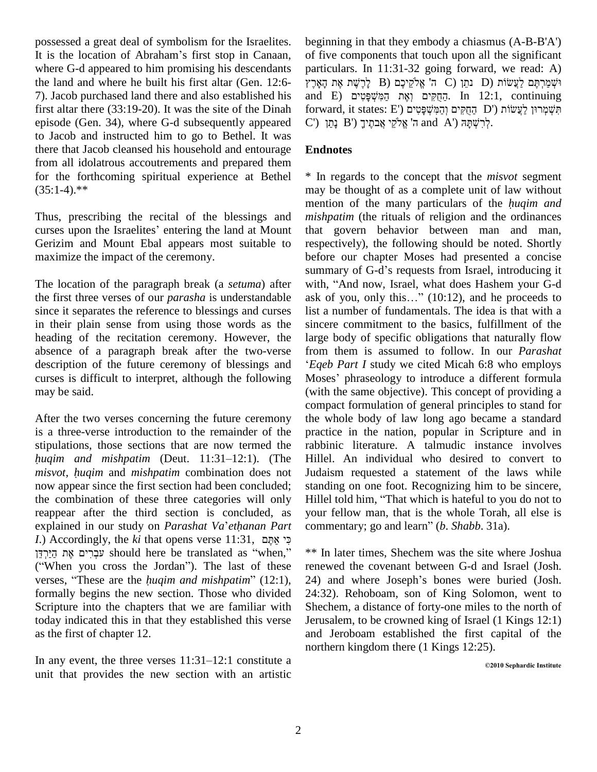possessed a great deal of symbolism for the Israelites. It is the location of Abraham's first stop in Canaan, where G-d appeared to him promising his descendants the land and where he built his first altar (Gen. 12:6-7). Jacob purchased land there and also established his first altar there (33:19-20). It was the site of the Dinah episode (Gen. 34), where G-d subsequently appeared to Jacob and instructed him to go to Bethel. It was there that Jacob cleansed his household and entourage from all idolatrous accoutrements and prepared them for the forthcoming spiritual experience at Bethel (35:1-4).**

Thus, prescribing the recital of the blessings and curses upon the Israelites' entering the land at Mount Gerizim and Mount Ebal appears most suitable to maximize the impact of the ceremony.

The location of the paragraph break (a *setuma*) after the first three verses of our *parasha* is understandable since it separates the reference to blessings and curses in their plain sense from using those words as the heading of the recitation ceremony. However, the absence of a paragraph break after the two-verse description of the future ceremony of blessings and curses is difficult to interpret, although the following may be said.

After the two verses concerning the future ceremony is a three-verse introduction to the remainder of the stipulations, those sections that are now termed the *ḥuqim and mishpatim* (Deut. 11:31–12:1). (The *misvot*, *ḥuqim* and *mishpatim* combination does not now appear since the first section had been concluded; the combination of these three categories will only reappear after the third section is concluded, as explained in our study on *Parashat Va*'*etḥanan Part I*.) Accordingly, the *ki* that opens verse 11:31, כִּי אַתֶּם עֹבְרִים אֶת הַיַּרְדֵּן should here be translated as "when," ("When you cross the Jordan"). The last of these verses, "These are the *ḥuqim and mishpatim*" (12:1), formally begins the new section. Those who divided Scripture into the chapters that we are familiar with today indicated this in that they established this verse as the first of chapter 12.

In any event, the three verses 11:31–12:1 constitute a unit that provides the new section with an artistic beginning in that they embody a chiasmus (A-B-B'A') of five components that touch upon all the significant particulars. In 11:31-32 going forward, we read: A) לָרֶשֶׁת אֶת הָאָרֶץ B) ה' אֱלֹקֵיכֶם C) נֹתֵן D) וּשְׁמַרְתֶּם לַעֲשׂוֹת and E) הַחֻקִּים וְאֶת הַמִּשְׁפָּטִים. In 12:1, continuing forward, it states: E') הַחֻקִּים וְהַמִּשְׁפָּטִים D') תִּשְׁמְרוּן לַעֲשׂוֹת C') נָתַן B') ה' אֱלֹקֵי אֲבֹתֶיךָ and A') לְרִשְׁתָּהּ.

## Endnotes

\* In regards to the concept that the *misvot* segment may be thought of as a complete unit of law without mention of the many particulars of the *ḥuqim and mishpatim* (the rituals of religion and the ordinances that govern behavior between man and man, respectively), the following should be noted. Shortly before our chapter Moses had presented a concise summary of G-d's requests from Israel, introducing it with, "And now, Israel, what does Hashem your G-d ask of you, only this…" (10:12), and he proceeds to list a number of fundamentals. The idea is that with a sincere commitment to the basics, fulfillment of the large body of specific obligations that naturally flow from them is assumed to follow. In our *Parashat* '*Eqeb Part I* study we cited Micah 6:8 who employs Moses' phraseology to introduce a different formula (with the same objective). This concept of providing a compact formulation of general principles to stand for the whole body of law long ago became a standard practice in the nation, popular in Scripture and in rabbinic literature. A talmudic instance involves Hillel. An individual who desired to convert to Judaism requested a statement of the laws while standing on one foot. Recognizing him to be sincere, Hillel told him, "That which is hateful to you do not to your fellow man, that is the whole Torah, all else is commentary; go and learn" (*b. Shabb*. 31a).

** In later times, Shechem was the site where Joshua renewed the covenant between G-d and Israel (Josh. 24) and where Joseph's bones were buried (Josh. 24:32). Rehoboam, son of King Solomon, went to Shechem, a distance of forty-one miles to the north of Jerusalem, to be crowned king of Israel (1 Kings 12:1) and Jeroboam established the first capital of the northern kingdom there (1 Kings 12:25).

©2010 Sephardic Institute